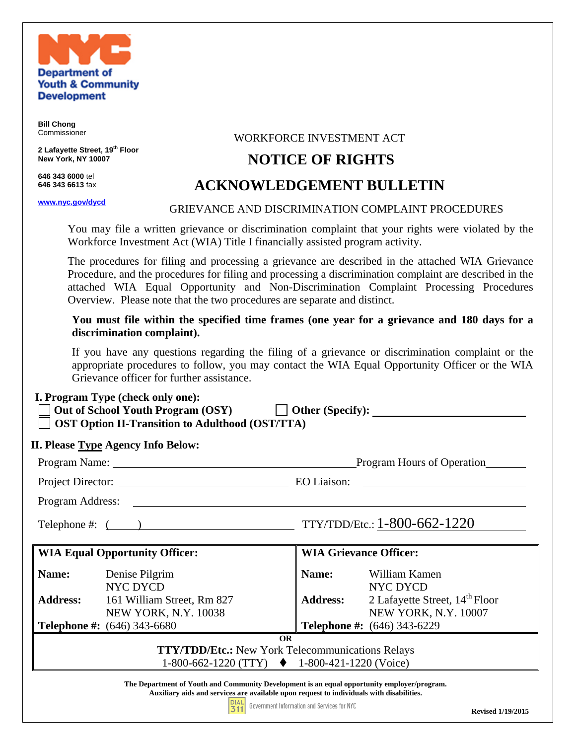NYC Department of Youth & Community Development

**Bill Chong**
Commissioner

**2 Lafayette Street, 19th Floor**
**New York, NY 10007**

**646 343 6000** tel
**646 343 6613** fax

www.nyc.gov/dycd

WORKFORCE INVESTMENT ACT

# NOTICE OF RIGHTS

# ACKNOWLEDGEMENT BULLETIN

## GRIEVANCE AND DISCRIMINATION COMPLAINT PROCEDURES

You may file a written grievance or discrimination complaint that your rights were violated by the Workforce Investment Act (WIA) Title I financially assisted program activity.

The procedures for filing and processing a grievance are described in the attached WIA Grievance Procedure, and the procedures for filing and processing a discrimination complaint are described in the attached WIA Equal Opportunity and Non-Discrimination Complaint Processing Procedures Overview. Please note that the two procedures are separate and distinct.

**You must file within the specified time frames (one year for a grievance and 180 days for a discrimination complaint).**

If you have any questions regarding the filing of a grievance or discrimination complaint or the appropriate procedures to follow, you may contact the WIA Equal Opportunity Officer or the WIA Grievance officer for further assistance.

**I. Program Type (check only one):**

- ☐ **Out of School Youth Program (OSY)**
- ☐ **Other (Specify):** ____________________
- ☐ **OST Option II-Transition to Adulthood (OST/TTA)**

**II. Please Type Agency Info Below:**

Program Name: ______________________ Program Hours of Operation ________

Project Director: ______________________ EO Liaison: ______________________

Program Address: ______________________________________________

Telephone #: (     ) ______________________ TTY/TDD/Etc.: 1-800-662-1220

| **WIA Equal Opportunity Officer:** | | **WIA Grievance Officer:** | |
|---|---|---|---|
| **Name:** | Denise Pilgrim<br>NYC DYCD | **Name:** | William Kamen<br>NYC DYCD |
| **Address:** | 161 William Street, Rm 827<br>NEW YORK, N.Y. 10038 | **Address:** | 2 Lafayette Street, 14th Floor<br>NEW YORK, N.Y. 10007 |
| **Telephone #:** | (646) 343-6680 | **Telephone #:** | (646) 343-6229 |

**OR**
**TTY/TDD/Etc.:** New York Telecommunications Relays
1-800-662-1220 (TTY) ♦ 1-800-421-1220 (Voice)

**The Department of Youth and Community Development is an equal opportunity employer/program.**
**Auxiliary aids and services are available upon request to individuals with disabilities.**

DIAL 311 Government Information and Services for NYC

**Revised 1/19/2015**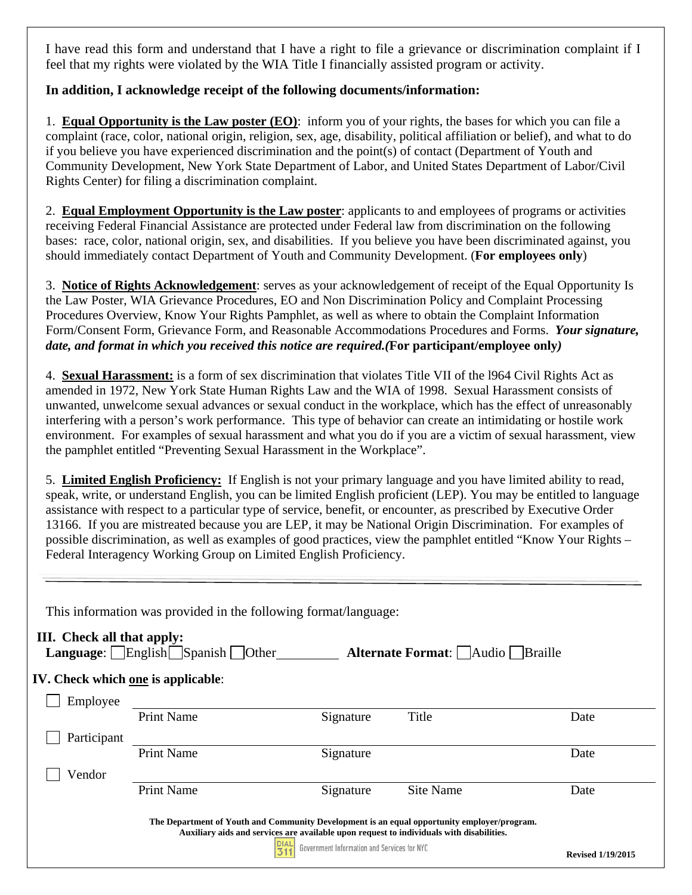I have read this form and understand that I have a right to file a grievance or discrimination complaint if I feel that my rights were violated by the WIA Title I financially assisted program or activity.

**In addition, I acknowledge receipt of the following documents/information:**

1. **Equal Opportunity is the Law poster (EO)**: inform you of your rights, the bases for which you can file a complaint (race, color, national origin, religion, sex, age, disability, political affiliation or belief), and what to do if you believe you have experienced discrimination and the point(s) of contact (Department of Youth and Community Development, New York State Department of Labor, and United States Department of Labor/Civil Rights Center) for filing a discrimination complaint.

2. **Equal Employment Opportunity is the Law poster**: applicants to and employees of programs or activities receiving Federal Financial Assistance are protected under Federal law from discrimination on the following bases: race, color, national origin, sex, and disabilities. If you believe you have been discriminated against, you should immediately contact Department of Youth and Community Development. (**For employees only**)

3. **Notice of Rights Acknowledgement**: serves as your acknowledgement of receipt of the Equal Opportunity Is the Law Poster, WIA Grievance Procedures, EO and Non Discrimination Policy and Complaint Processing Procedures Overview, Know Your Rights Pamphlet, as well as where to obtain the Complaint Information Form/Consent Form, Grievance Form, and Reasonable Accommodations Procedures and Forms. ***Your signature, date, and format in which you received this notice are required.(*For participant/employee only*)***

4. **Sexual Harassment:** is a form of sex discrimination that violates Title VII of the l964 Civil Rights Act as amended in 1972, New York State Human Rights Law and the WIA of 1998. Sexual Harassment consists of unwanted, unwelcome sexual advances or sexual conduct in the workplace, which has the effect of unreasonably interfering with a person's work performance. This type of behavior can create an intimidating or hostile work environment. For examples of sexual harassment and what you do if you are a victim of sexual harassment, view the pamphlet entitled "Preventing Sexual Harassment in the Workplace".

5. **Limited English Proficiency:** If English is not your primary language and you have limited ability to read, speak, write, or understand English, you can be limited English proficient (LEP). You may be entitled to language assistance with respect to a particular type of service, benefit, or encounter, as prescribed by Executive Order 13166. If you are mistreated because you are LEP, it may be National Origin Discrimination. For examples of possible discrimination, as well as examples of good practices, view the pamphlet entitled "Know Your Rights – Federal Interagency Working Group on Limited English Proficiency.

---

This information was provided in the following format/language:

**III. Check all that apply:**

**Language**: ☐ English ☐ Spanish ☐ Other ________ **Alternate Format**: ☐ Audio ☐ Braille

**IV. Check which one is applicable**:

☐ Employee

Print Name ________ Signature ________ Title ________ Date ________

☐ Participant

Print Name ________ Signature ________ Date ________

☐ Vendor

Print Name ________ Signature ________ Site Name ________ Date ________

**The Department of Youth and Community Development is an equal opportunity employer/program.**
**Auxiliary aids and services are available upon request to individuals with disabilities.**

DIAL 311 Government Information and Services for NYC

**Revised 1/19/2015**